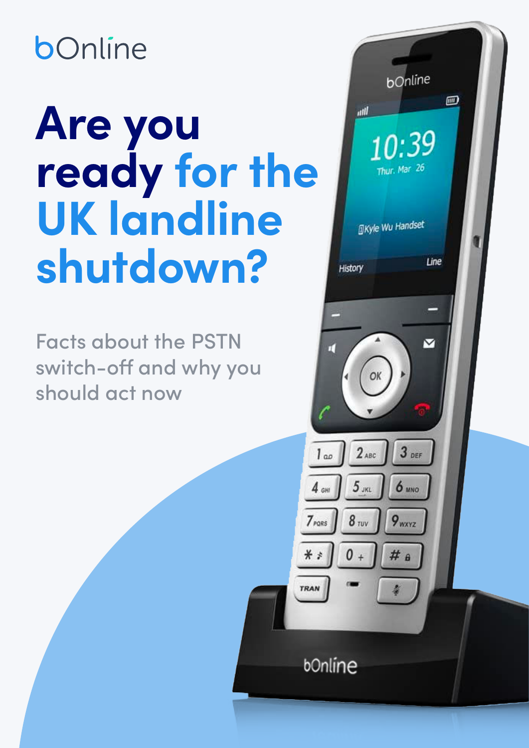bOnline

# Are you ready for the UK landline shutdown?

Facts about the PSTN switch-off and why you should act now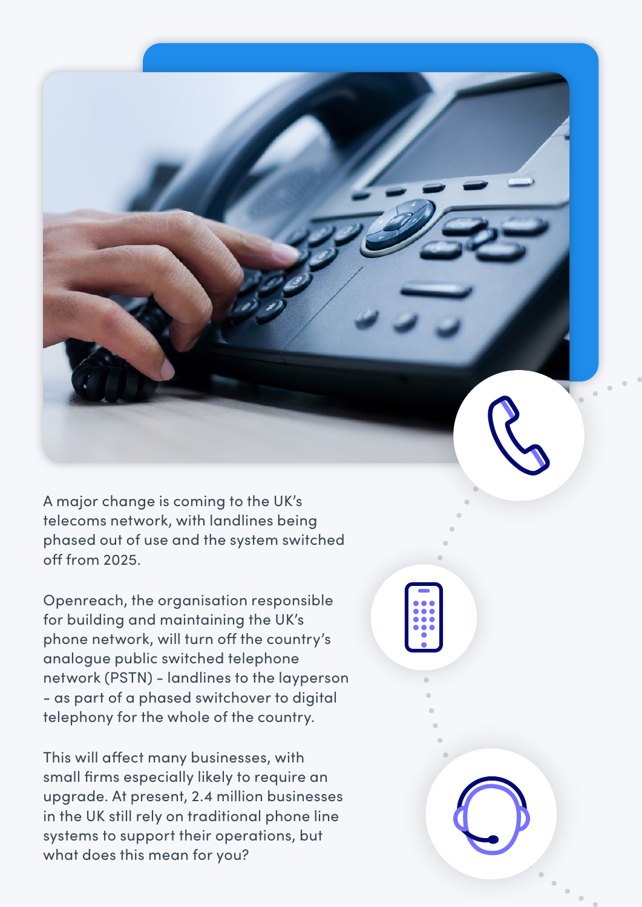A major change is coming to the UK's telecoms network, with landlines being phased out of use and the system switched off from 2025.

Openreach, the organisation responsible for building and maintaining the UK's phone network, will turn off the country's analogue public switched telephone network (PSTN) - landlines to the layperson - as part of a phased switchover to digital telephony for the whole of the country.

This will affect many businesses, with small firms especially likely to require an upgrade. At present, 2.4 million businesses in the UK still rely on traditional phone line systems to support their operations, but what does this mean for you?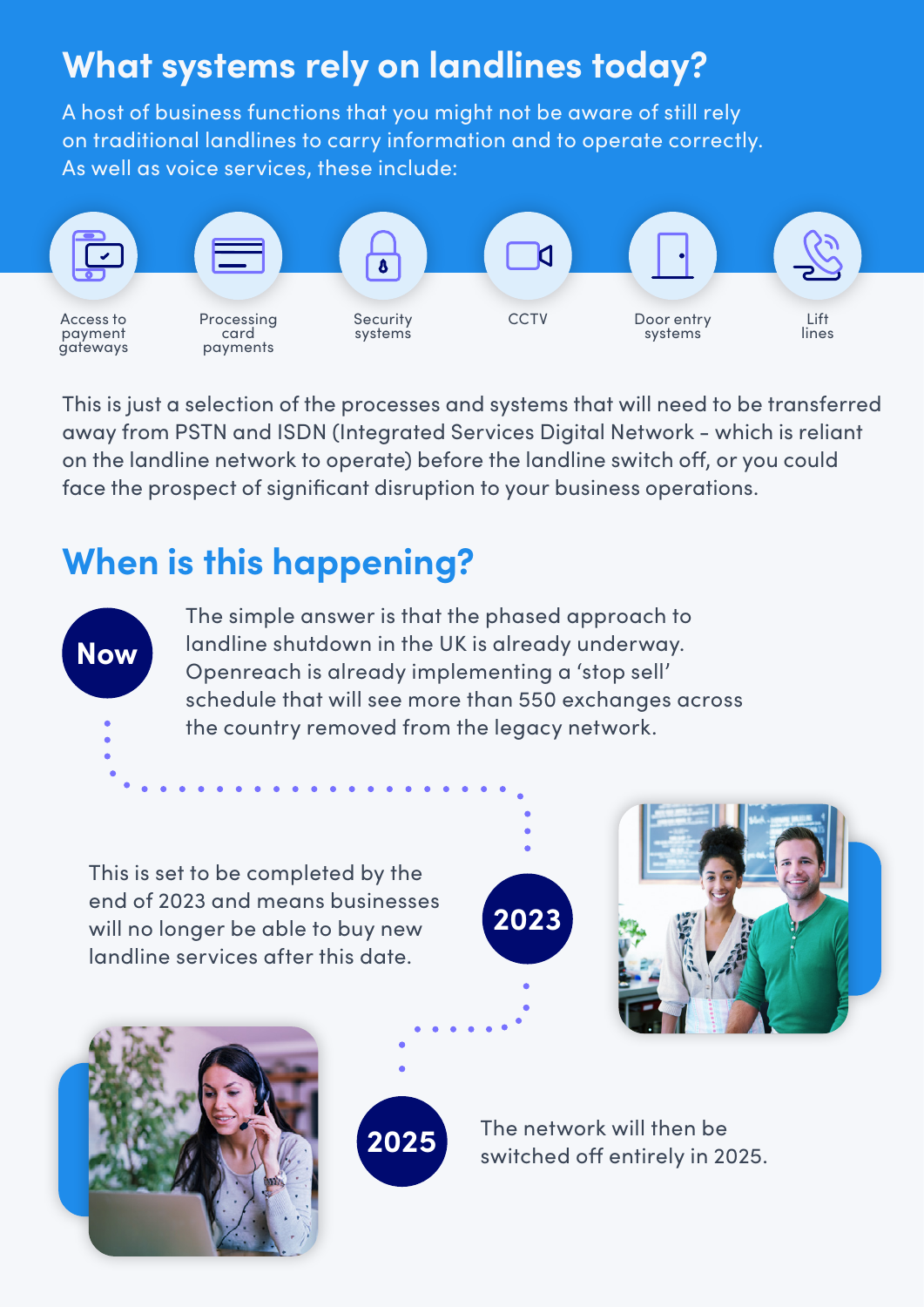# What systems rely on landlines today?

A host of business functions that you might not be aware of still rely on traditional landlines to carry information and to operate correctly. As well as voice services, these include:

- Access to payment gateways
- Processing card payments
- Security systems
- CCTV
- Door entry systems
- Lift lines

This is just a selection of the processes and systems that will need to be transferred away from PSTN and ISDN (Integrated Services Digital Network - which is reliant on the landline network to operate) before the landline switch off, or you could face the prospect of significant disruption to your business operations.

## When is this happening?

**Now**

The simple answer is that the phased approach to landline shutdown in the UK is already underway. Openreach is already implementing a 'stop sell' schedule that will see more than 550 exchanges across the country removed from the legacy network.

**2023**

This is set to be completed by the end of 2023 and means businesses will no longer be able to buy new landline services after this date.

**2025**

The network will then be switched off entirely in 2025.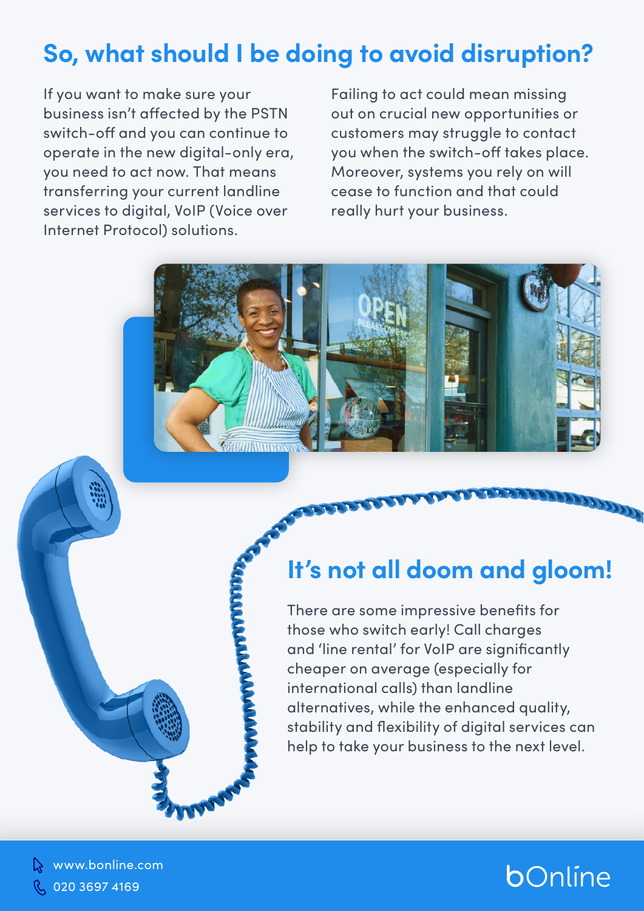## So, what should I be doing to avoid disruption?

If you want to make sure your business isn't affected by the PSTN switch-off and you can continue to operate in the new digital-only era, you need to act now. That means transferring your current landline services to digital, VoIP (Voice over Internet Protocol) solutions.

Failing to act could mean missing out on crucial new opportunities or customers may struggle to contact you when the switch-off takes place. Moreover, systems you rely on will cease to function and that could really hurt your business.

## It's not all doom and gloom!

There are some impressive benefits for those who switch early! Call charges and 'line rental' for VoIP are significantly cheaper on average (especially for international calls) than landline alternatives, while the enhanced quality, stability and flexibility of digital services can help to take your business to the next level.

www.bonline.com

020 3697 4169

bOnline